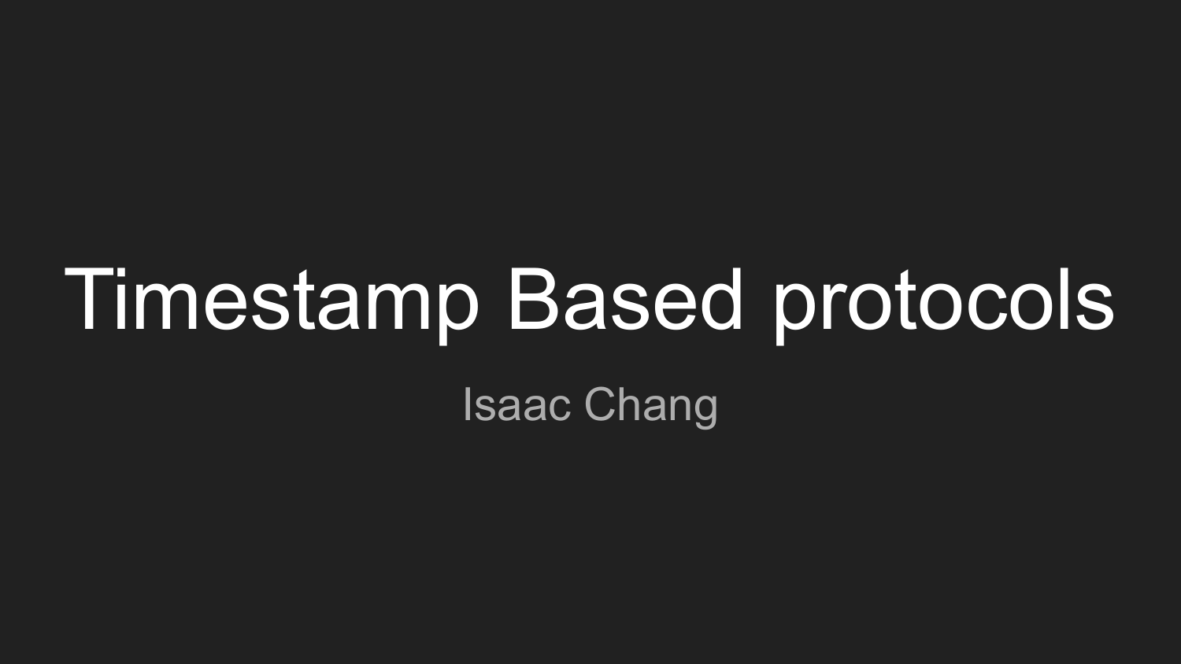# Timestamp Based protocols

Isaac Chang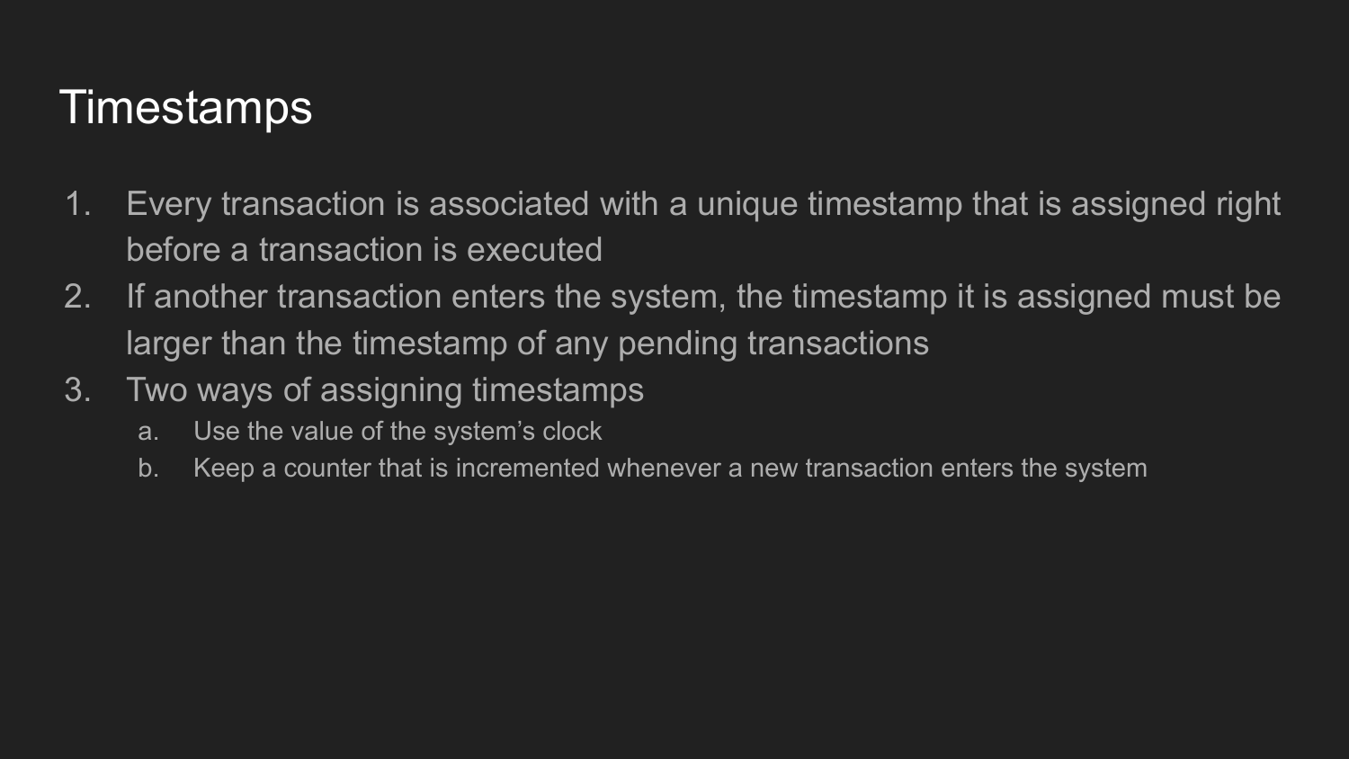# Timestamps

1. Every transaction is associated with a unique timestamp that is assigned right before a transaction is executed
2. If another transaction enters the system, the timestamp it is assigned must be larger than the timestamp of any pending transactions
3. Two ways of assigning timestamps
   a. Use the value of the system's clock
   b. Keep a counter that is incremented whenever a new transaction enters the system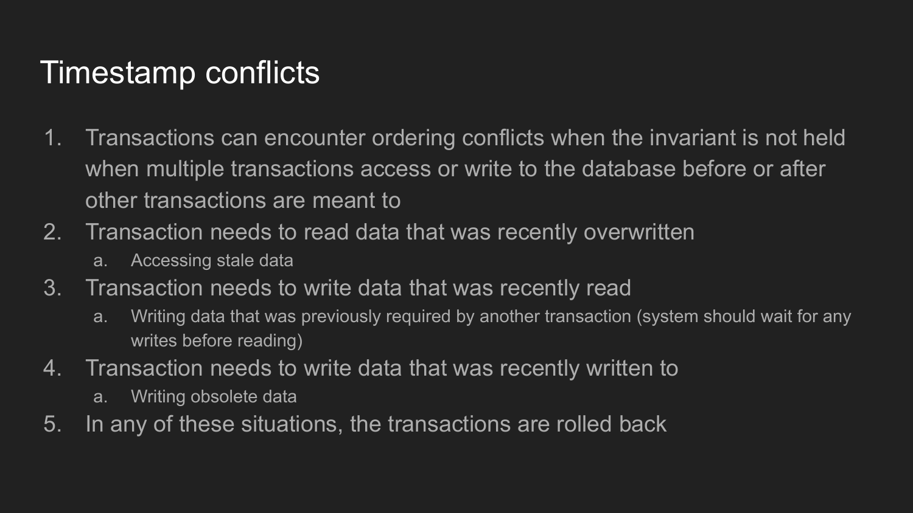# Timestamp conflicts

1. Transactions can encounter ordering conflicts when the invariant is not held when multiple transactions access or write to the database before or after other transactions are meant to
2. Transaction needs to read data that was recently overwritten
    a. Accessing stale data
3. Transaction needs to write data that was recently read
    a. Writing data that was previously required by another transaction (system should wait for any writes before reading)
4. Transaction needs to write data that was recently written to
    a. Writing obsolete data
5. In any of these situations, the transactions are rolled back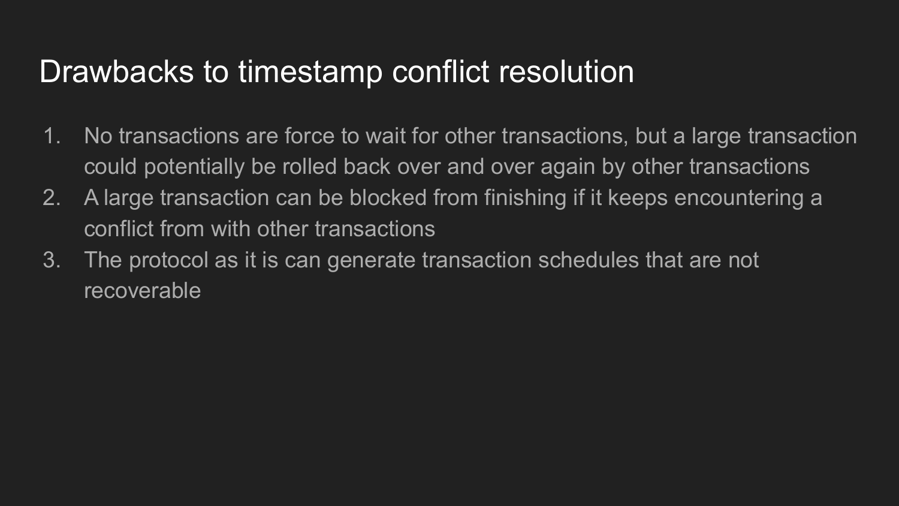# Drawbacks to timestamp conflict resolution

1. No transactions are force to wait for other transactions, but a large transaction could potentially be rolled back over and over again by other transactions
2. A large transaction can be blocked from finishing if it keeps encountering a conflict from with other transactions
3. The protocol as it is can generate transaction schedules that are not recoverable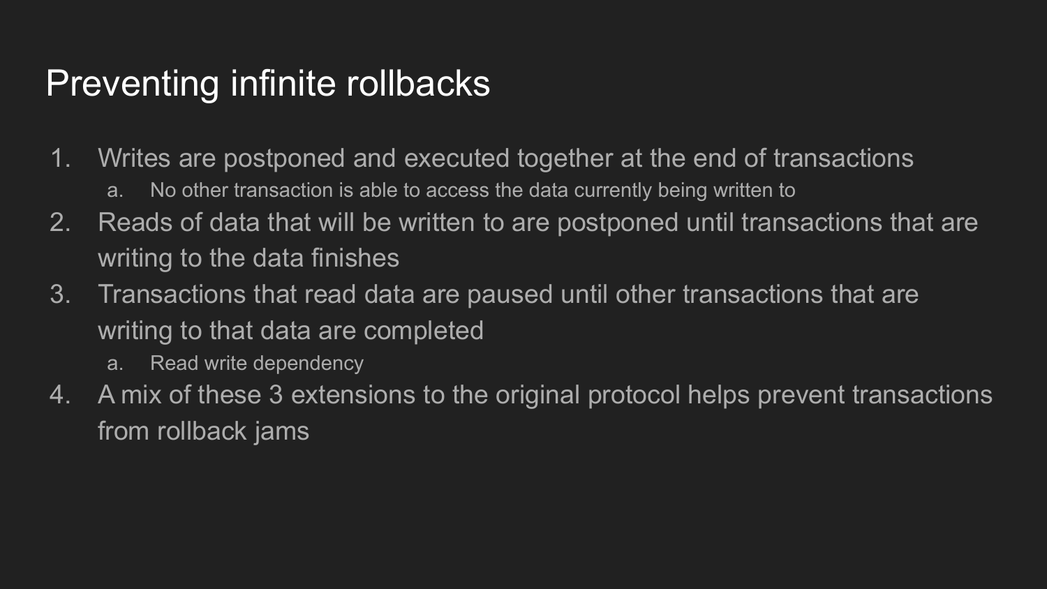# Preventing infinite rollbacks

1. Writes are postponed and executed together at the end of transactions
   a. No other transaction is able to access the data currently being written to
2. Reads of data that will be written to are postponed until transactions that are writing to the data finishes
3. Transactions that read data are paused until other transactions that are writing to that data are completed
   a. Read write dependency
4. A mix of these 3 extensions to the original protocol helps prevent transactions from rollback jams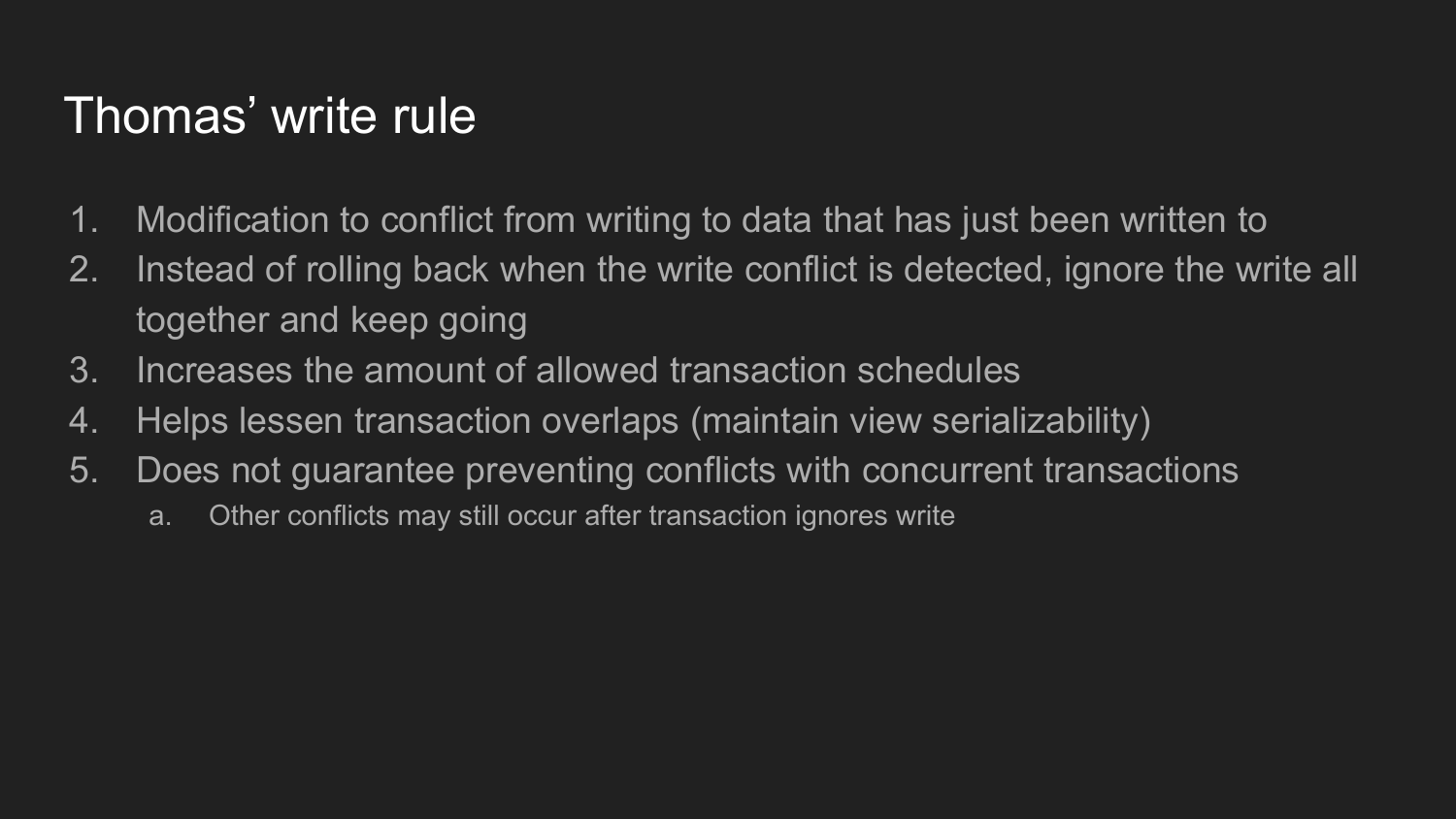# Thomas' write rule

1. Modification to conflict from writing to data that has just been written to
2. Instead of rolling back when the write conflict is detected, ignore the write all together and keep going
3. Increases the amount of allowed transaction schedules
4. Helps lessen transaction overlaps (maintain view serializability)
5. Does not guarantee preventing conflicts with concurrent transactions
    a. Other conflicts may still occur after transaction ignores write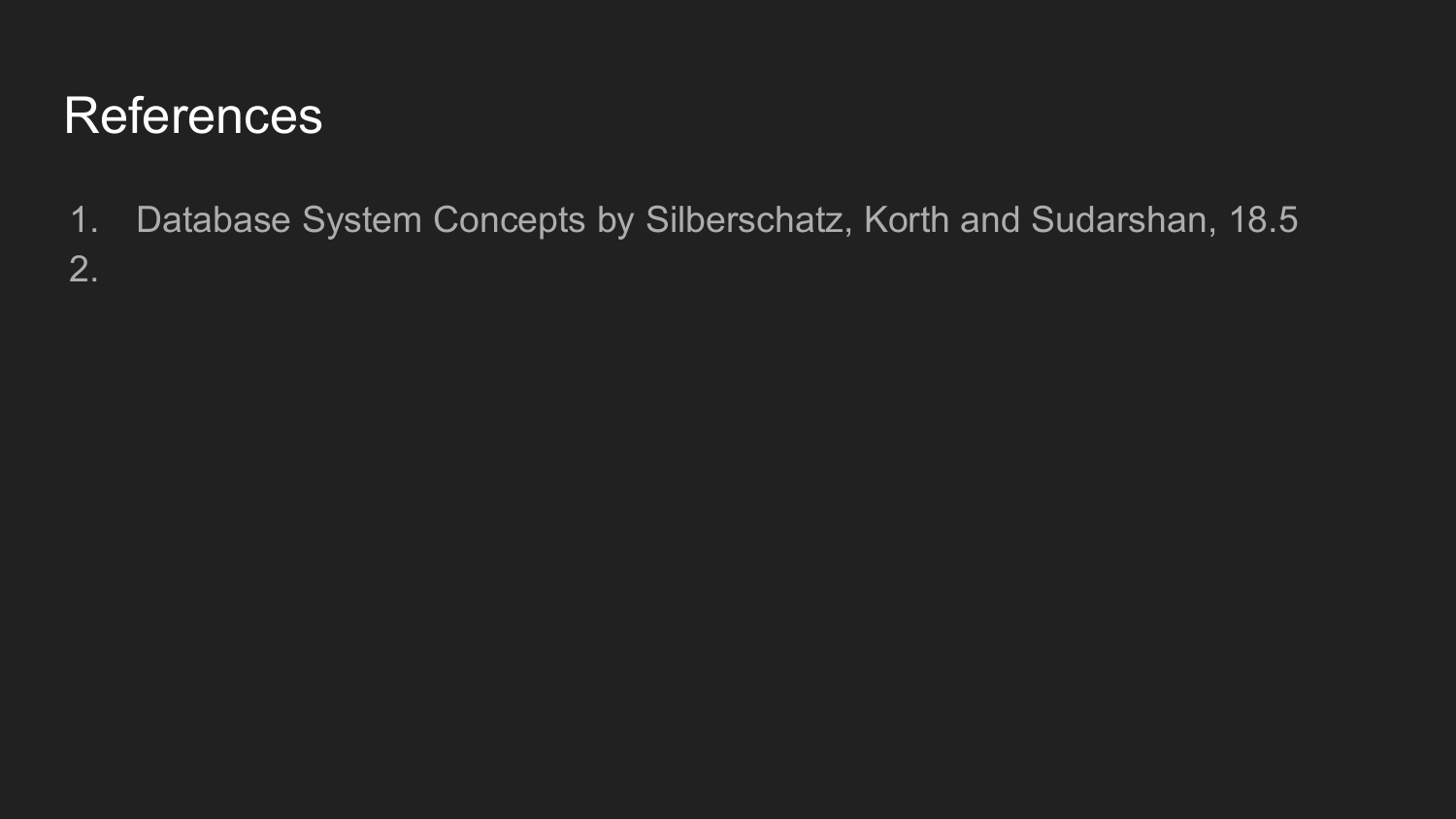# References

1. Database System Concepts by Silberschatz, Korth and Sudarshan, 18.5
2.